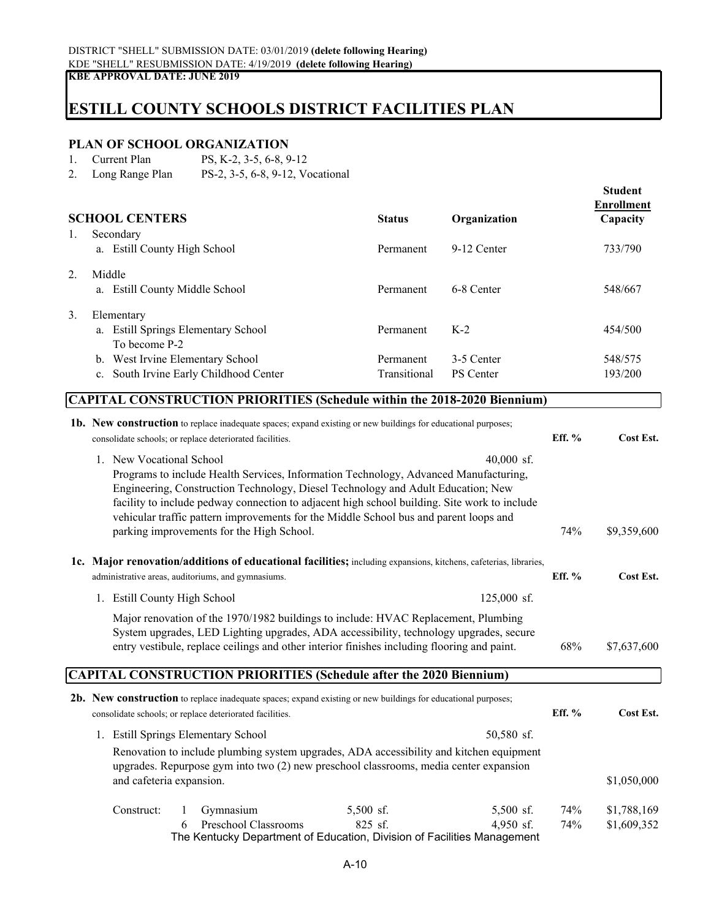DISTRICT "SHELL" SUBMISSION DATE: 03/01/2019 **(delete following Hearing)**
KDE "SHELL" RESUBMISSION DATE: 4/19/2019 **(delete following Hearing)**
**KBE APPROVAL DATE: JUNE 2019**

# ESTILL COUNTY SCHOOLS DISTRICT FACILITIES PLAN

## PLAN OF SCHOOL ORGANIZATION

1. Current Plan PS, K-2, 3-5, 6-8, 9-12
2. Long Range Plan PS-2, 3-5, 6-8, 9-12, Vocational

| SCHOOL CENTERS | Status | Organization | Student Enrollment Capacity |
|---|---|---|---|
| 1. Secondary | | | |
| a. Estill County High School | Permanent | 9-12 Center | 733/790 |
| 2. Middle | | | |
| a. Estill County Middle School | Permanent | 6-8 Center | 548/667 |
| 3. Elementary | | | |
| a. Estill Springs Elementary School To become P-2 | Permanent | K-2 | 454/500 |
| b. West Irvine Elementary School | Permanent | 3-5 Center | 548/575 |
| c. South Irvine Early Childhood Center | Transitional | PS Center | 193/200 |

## CAPITAL CONSTRUCTION PRIORITIES (Schedule within the 2018-2020 Biennium)

**1b. New construction** to replace inadequate spaces; expand existing or new buildings for educational purposes; consolidate schools; or replace deteriorated facilities.

| | | Eff. % | Cost Est. |
|---|---|---|---|
| 1. New Vocational School | 40,000 sf. | | |
| Programs to include Health Services, Information Technology, Advanced Manufacturing, Engineering, Construction Technology, Diesel Technology and Adult Education; New facility to include pedway connection to adjacent high school building. Site work to include vehicular traffic pattern improvements for the Middle School bus and parent loops and parking improvements for the High School. | | 74% | $9,359,600 |

**1c. Major renovation/additions of educational facilities;** including expansions, kitchens, cafeterias, libraries, administrative areas, auditoriums, and gymnasiums.

| | | Eff. % | Cost Est. |
|---|---|---|---|
| 1. Estill County High School | 125,000 sf. | | |
| Major renovation of the 1970/1982 buildings to include: HVAC Replacement, Plumbing System upgrades, LED Lighting upgrades, ADA accessibility, technology upgrades, secure entry vestibule, replace ceilings and other interior finishes including flooring and paint. | | 68% | $7,637,600 |

## CAPITAL CONSTRUCTION PRIORITIES (Schedule after the 2020 Biennium)

**2b. New construction** to replace inadequate spaces; expand existing or new buildings for educational purposes; consolidate schools; or replace deteriorated facilities.

| | | | | | Eff. % | Cost Est. |
|---|---|---|---|---|---|---|
| 1. Estill Springs Elementary School | | | | 50,580 sf. | | |
| Renovation to include plumbing system upgrades, ADA accessibility and kitchen equipment upgrades. Repurpose gym into two (2) new preschool classrooms, media center expansion and cafeteria expansion. | | | | | | $1,050,000 |
| Construct: | 1 | Gymnasium | 5,500 sf. | 5,500 sf. | 74% | $1,788,169 |
| | 6 | Preschool Classrooms | 825 sf. | 4,950 sf. | 74% | $1,609,352 |

The Kentucky Department of Education, Division of Facilities Management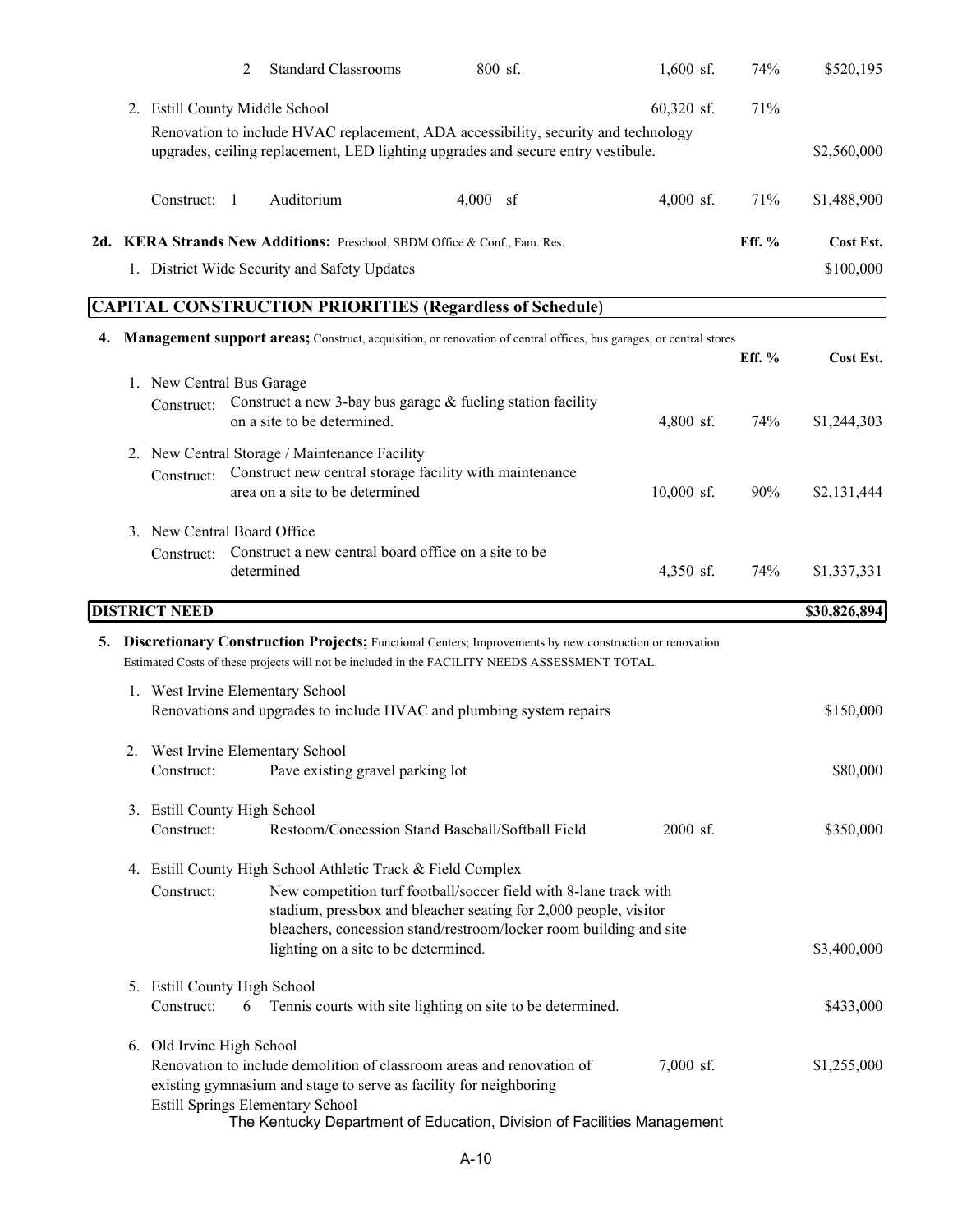| | | | | | | | |
|---|---|---|---|---|---|---|---|
| | 2 | Standard Classrooms | 800 sf. | 1,600 sf. | 74% | $520,195 |

2. Estill County Middle School — 60,320 sf. — 71%

Renovation to include HVAC replacement, ADA accessibility, security and technology upgrades, ceiling replacement, LED lighting upgrades and secure entry vestibule. — $2,560,000

| | | | | | | |
|---|---|---|---|---|---|---|
| Construct: | 1 | Auditorium | 4,000 sf | 4,000 sf. | 71% | $1,488,900 |

**2d. KERA Strands New Additions:** Preschool, SBDM Office & Conf., Fam. Res. — **Eff. %** — **Cost Est.**

1. District Wide Security and Safety Updates — $100,000

## CAPITAL CONSTRUCTION PRIORITIES (Regardless of Schedule)

**4. Management support areas;** Construct, acquisition, or renovation of central offices, bus garages, or central stores

| | | Eff. % | Cost Est. |
|---|---|---|---|
| 1. New Central Bus Garage<br>Construct: Construct a new 3-bay bus garage & fueling station facility on a site to be determined. | 4,800 sf. | 74% | $1,244,303 |
| 2. New Central Storage / Maintenance Facility<br>Construct: Construct new central storage facility with maintenance area on a site to be determined | 10,000 sf. | 90% | $2,131,444 |
| 3. New Central Board Office<br>Construct: Construct a new central board office on a site to be determined | 4,350 sf. | 74% | $1,337,331 |

**DISTRICT NEED** — **$30,826,894**

**5. Discretionary Construction Projects;** Functional Centers; Improvements by new construction or renovation.
Estimated Costs of these projects will not be included in the FACILITY NEEDS ASSESSMENT TOTAL.

1. West Irvine Elementary School
   Renovations and upgrades to include HVAC and plumbing system repairs — $150,000

2. West Irvine Elementary School
   Construct: Pave existing gravel parking lot — $80,000

3. Estill County High School
   Construct: Restoom/Concession Stand Baseball/Softball Field — 2000 sf. — $350,000

4. Estill County High School Athletic Track & Field Complex
   Construct: New competition turf football/soccer field with 8-lane track with stadium, pressbox and bleacher seating for 2,000 people, visitor bleachers, concession stand/restroom/locker room building and site lighting on a site to be determined. — $3,400,000

5. Estill County High School
   Construct: 6 Tennis courts with site lighting on site to be determined. — $433,000

6. Old Irvine High School
   Renovation to include demolition of classroom areas and renovation of existing gymnasium and stage to serve as facility for neighboring Estill Springs Elementary School — 7,000 sf. — $1,255,000

The Kentucky Department of Education, Division of Facilities Management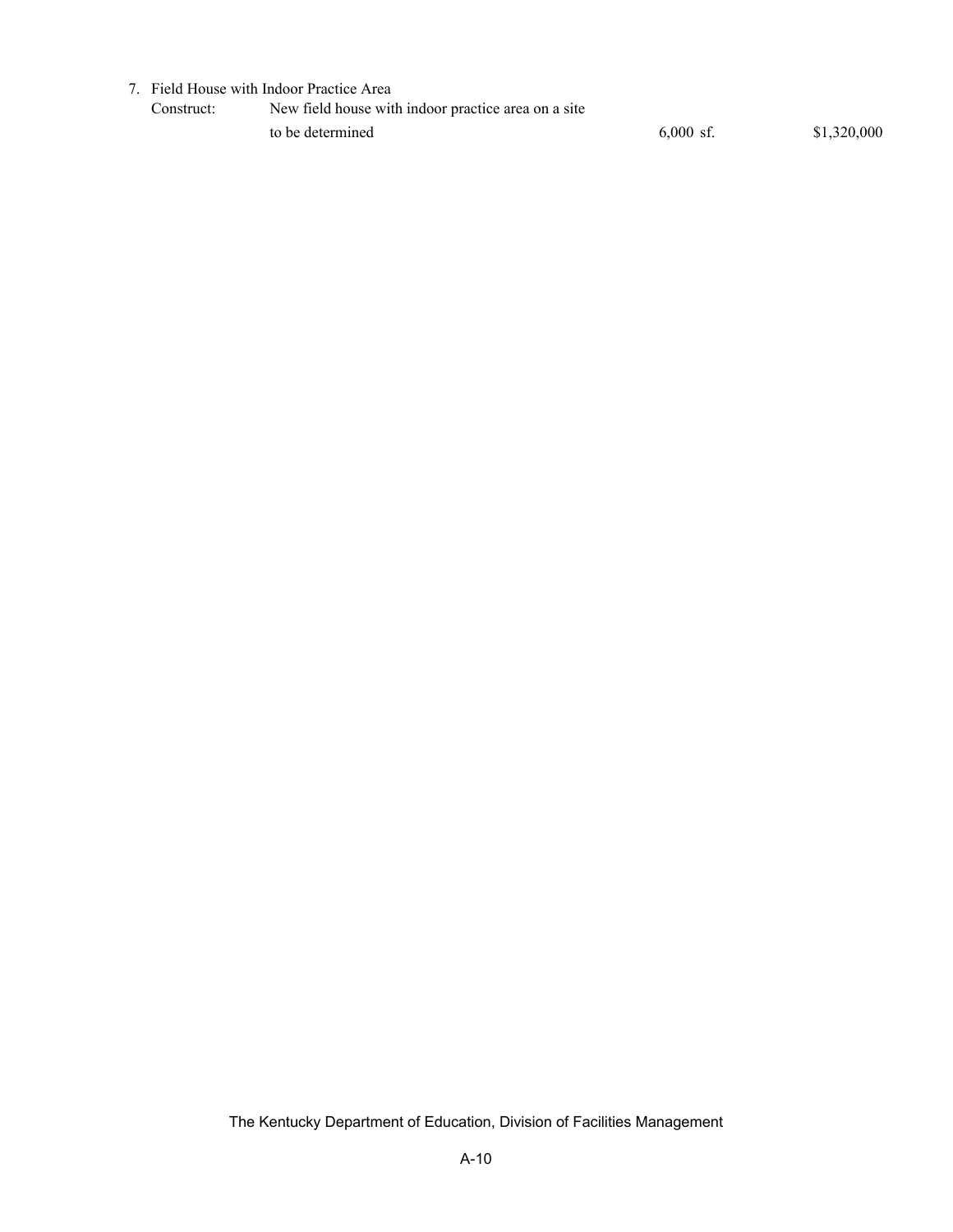7. Field House with Indoor Practice Area

| | | | |
|---|---|---|---|
| Construct: | New field house with indoor practice area on a site to be determined | 6,000 sf. | $1,320,000 |